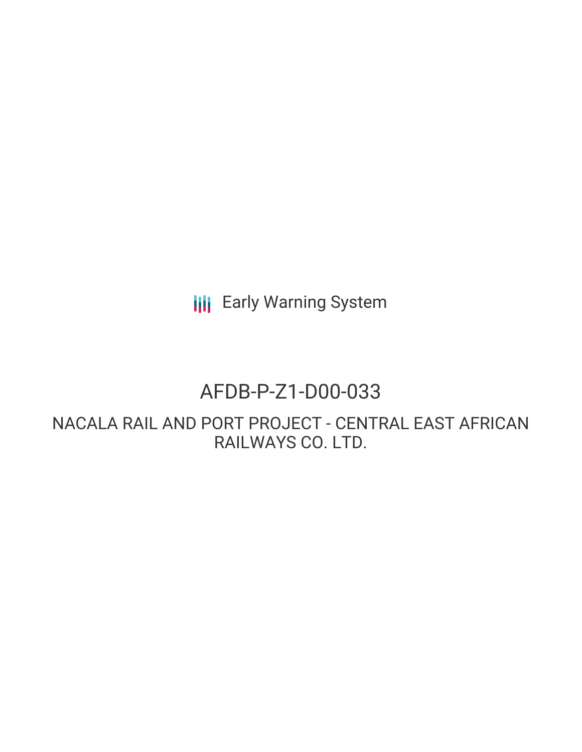Early Warning System

# AFDB-P-Z1-D00-033

## NACALA RAIL AND PORT PROJECT - CENTRAL EAST AFRICAN RAILWAYS CO. LTD.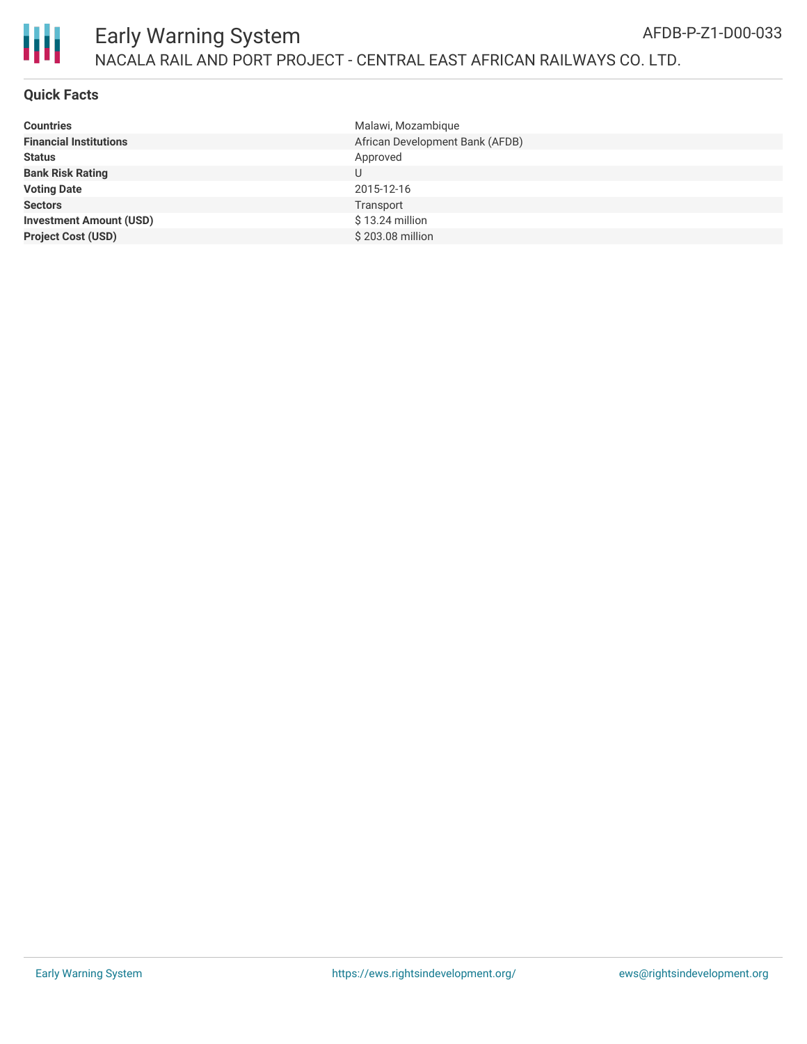# Early Warning System

NACALA RAIL AND PORT PROJECT - CENTRAL EAST AFRICAN RAILWAYS CO. LTD.

AFDB-P-Z1-D00-033

## Quick Facts

| | |
|---|---|
| **Countries** | Malawi, Mozambique |
| **Financial Institutions** | African Development Bank (AFDB) |
| **Status** | Approved |
| **Bank Risk Rating** | U |
| **Voting Date** | 2015-12-16 |
| **Sectors** | Transport |
| **Investment Amount (USD)** | $ 13.24 million |
| **Project Cost (USD)** | $ 203.08 million |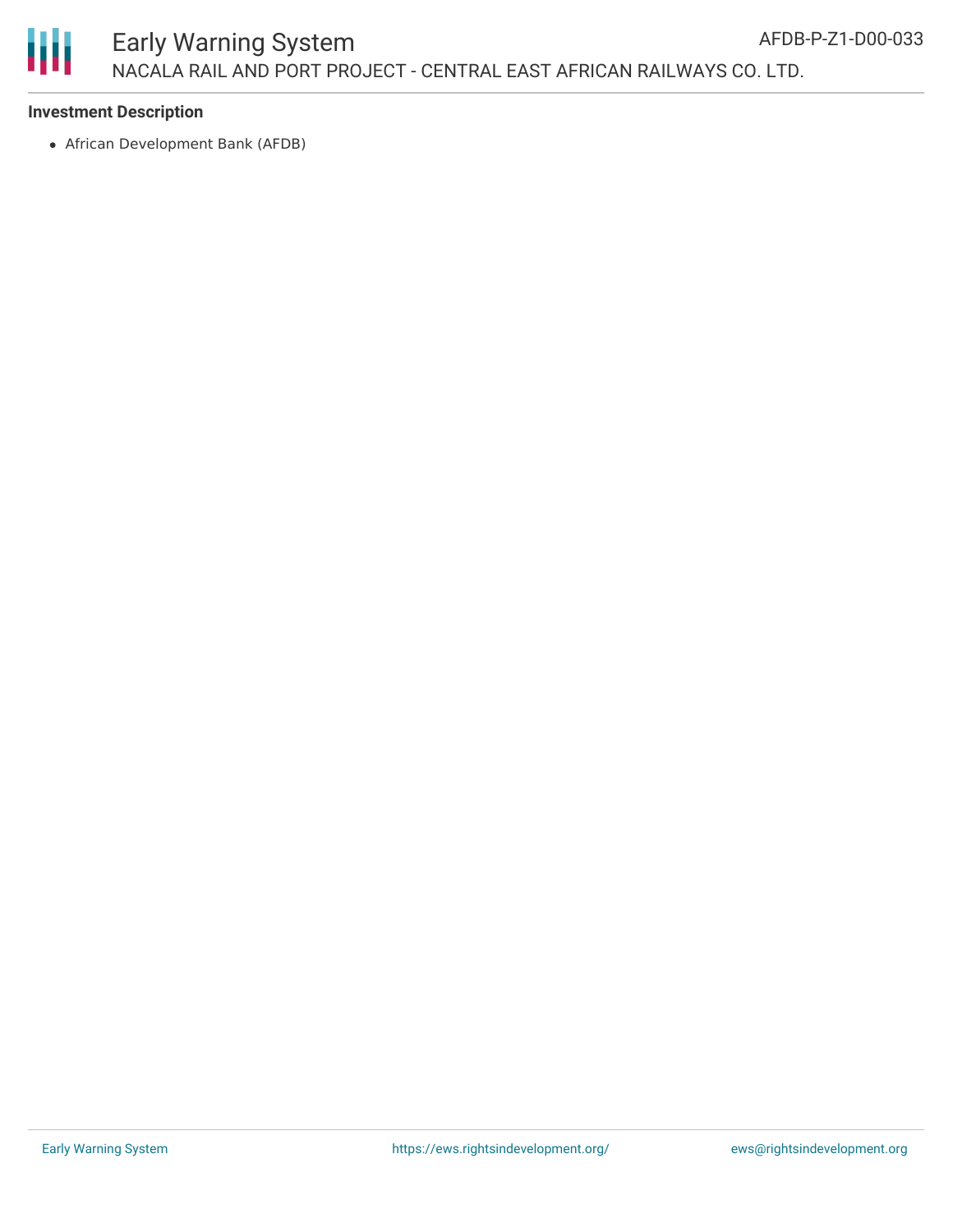**Investment Description**

- African Development Bank (AFDB)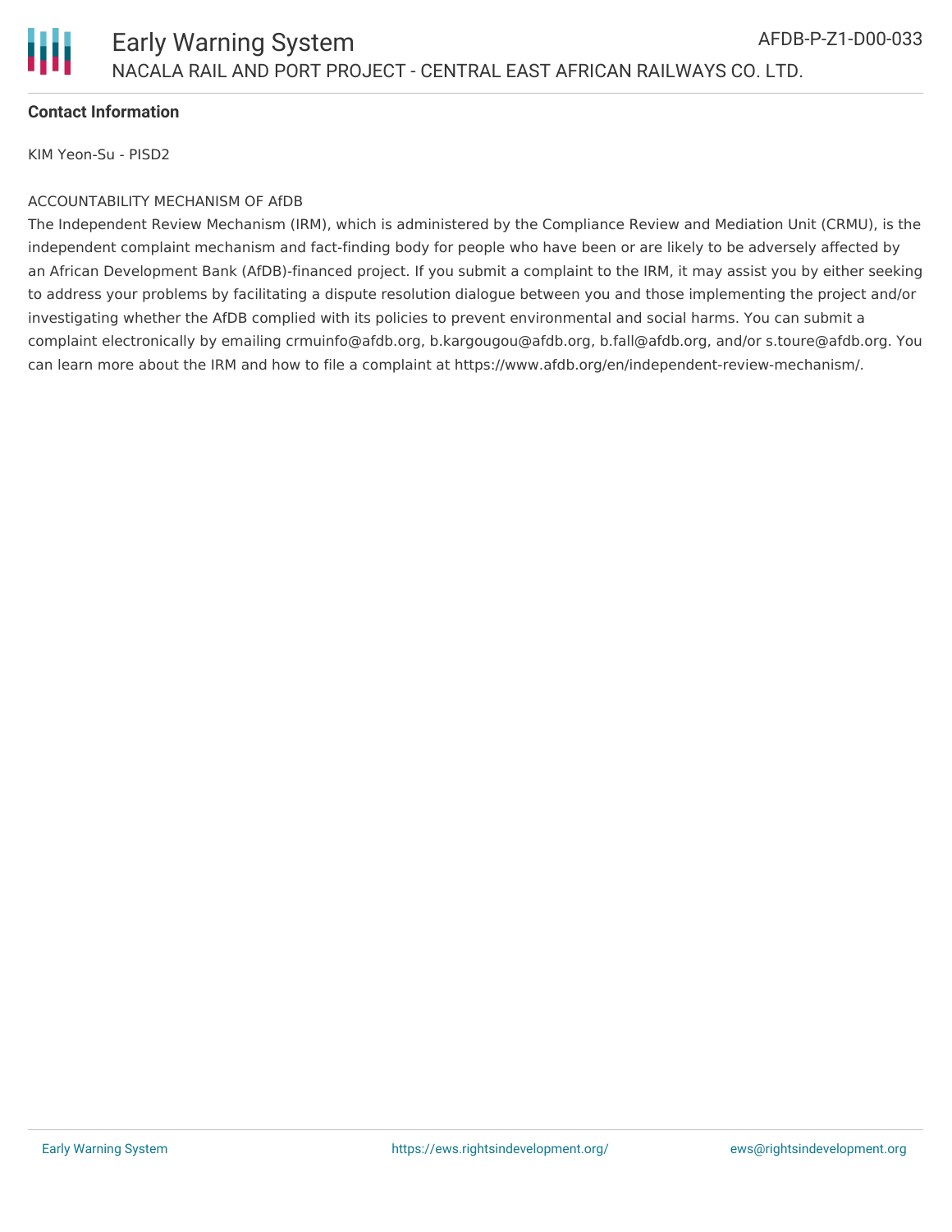**Contact Information**

KIM Yeon-Su - PISD2

ACCOUNTABILITY MECHANISM OF AfDB

The Independent Review Mechanism (IRM), which is administered by the Compliance Review and Mediation Unit (CRMU), is the independent complaint mechanism and fact-finding body for people who have been or are likely to be adversely affected by an African Development Bank (AfDB)-financed project. If you submit a complaint to the IRM, it may assist you by either seeking to address your problems by facilitating a dispute resolution dialogue between you and those implementing the project and/or investigating whether the AfDB complied with its policies to prevent environmental and social harms. You can submit a complaint electronically by emailing crmuinfo@afdb.org, b.kargougou@afdb.org, b.fall@afdb.org, and/or s.toure@afdb.org. You can learn more about the IRM and how to file a complaint at https://www.afdb.org/en/independent-review-mechanism/.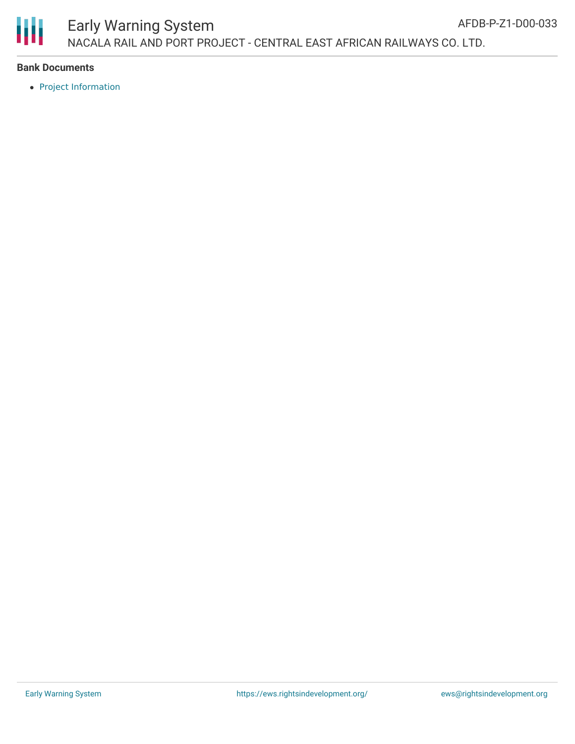**Bank Documents**

- Project Information